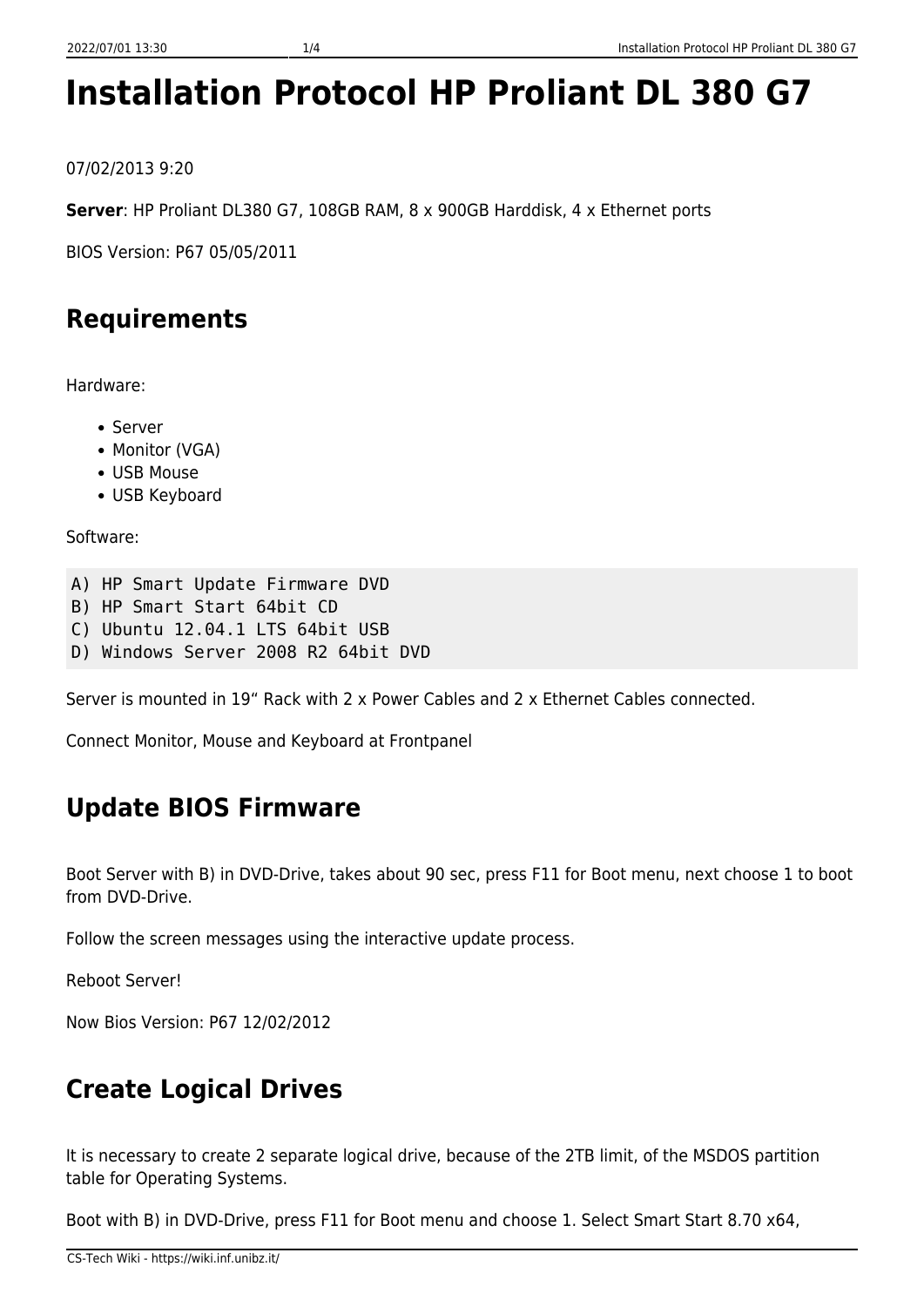# Installation Protocol HP Proliant DL 380 G7

07/02/2013 9:20

**Server**: HP Proliant DL380 G7, 108GB RAM, 8 x 900GB Harddisk, 4 x Ethernet ports

BIOS Version: P67 05/05/2011

## Requirements

Hardware:

- Server
- Monitor (VGA)
- USB Mouse
- USB Keyboard

Software:

```
A) HP Smart Update Firmware DVD
B) HP Smart Start 64bit CD
C) Ubuntu 12.04.1 LTS 64bit USB
D) Windows Server 2008 R2 64bit DVD
```

Server is mounted in 19“ Rack with 2 x Power Cables and 2 x Ethernet Cables connected.

Connect Monitor, Mouse and Keyboard at Frontpanel

## Update BIOS Firmware

Boot Server with B) in DVD-Drive, takes about 90 sec, press F11 for Boot menu, next choose 1 to boot from DVD-Drive.

Follow the screen messages using the interactive update process.

Reboot Server!

Now Bios Version: P67 12/02/2012

## Create Logical Drives

It is necessary to create 2 separate logical drive, because of the 2TB limit, of the MSDOS partition table for Operating Systems.

Boot with B) in DVD-Drive, press F11 for Boot menu and choose 1. Select Smart Start 8.70 x64,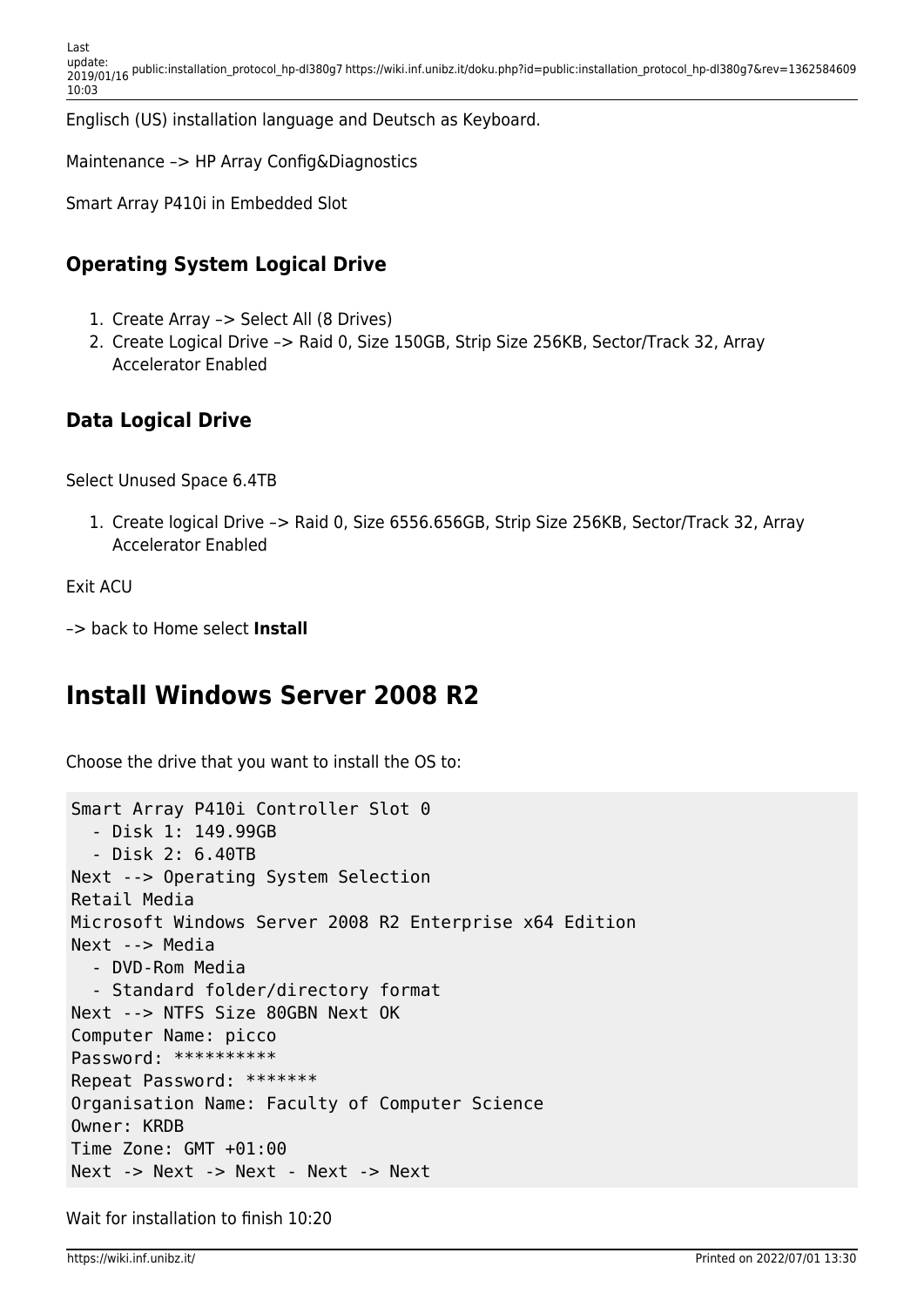Englisch (US) installation language and Deutsch as Keyboard.

Maintenance –> HP Array Config&Diagnostics

Smart Array P410i in Embedded Slot

### Operating System Logical Drive

1. Create Array –> Select All (8 Drives)
2. Create Logical Drive –> Raid 0, Size 150GB, Strip Size 256KB, Sector/Track 32, Array Accelerator Enabled

### Data Logical Drive

Select Unused Space 6.4TB

1. Create logical Drive –> Raid 0, Size 6556.656GB, Strip Size 256KB, Sector/Track 32, Array Accelerator Enabled

Exit ACU

–> back to Home select **Install**

## Install Windows Server 2008 R2

Choose the drive that you want to install the OS to:

```
Smart Array P410i Controller Slot 0
  - Disk 1: 149.99GB
  - Disk 2: 6.40TB
Next --> Operating System Selection
Retail Media
Microsoft Windows Server 2008 R2 Enterprise x64 Edition
Next --> Media
  - DVD-Rom Media
  - Standard folder/directory format
Next --> NTFS Size 80GBN Next OK
Computer Name: picco
Password: **********
Repeat Password: *******
Organisation Name: Faculty of Computer Science
Owner: KRDB
Time Zone: GMT +01:00
Next -> Next -> Next - Next -> Next
```

Wait for installation to finish 10:20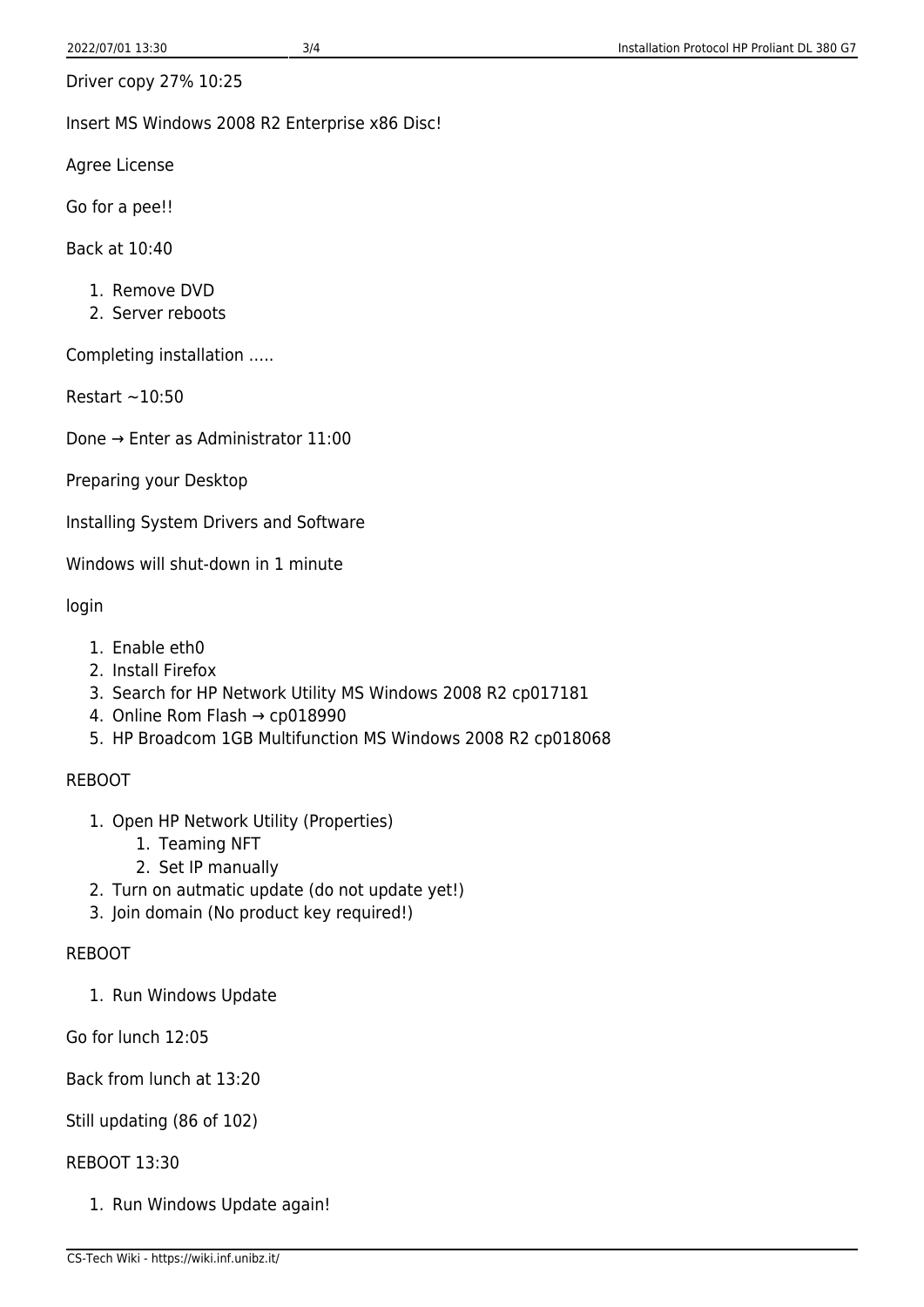Driver copy 27% 10:25

Insert MS Windows 2008 R2 Enterprise x86 Disc!

Agree License

Go for a pee!!

Back at 10:40

1. Remove DVD
2. Server reboots

Completing installation …..

Restart ~10:50

Done → Enter as Administrator 11:00

Preparing your Desktop

Installing System Drivers and Software

Windows will shut-down in 1 minute

login

1. Enable eth0
2. Install Firefox
3. Search for HP Network Utility MS Windows 2008 R2 cp017181
4. Online Rom Flash → cp018990
5. HP Broadcom 1GB Multifunction MS Windows 2008 R2 cp018068

REBOOT

1. Open HP Network Utility (Properties)
    1. Teaming NFT
    2. Set IP manually
2. Turn on autmatic update (do not update yet!)
3. Join domain (No product key required!)

REBOOT

1. Run Windows Update

Go for lunch 12:05

Back from lunch at 13:20

Still updating (86 of 102)

REBOOT 13:30

1. Run Windows Update again!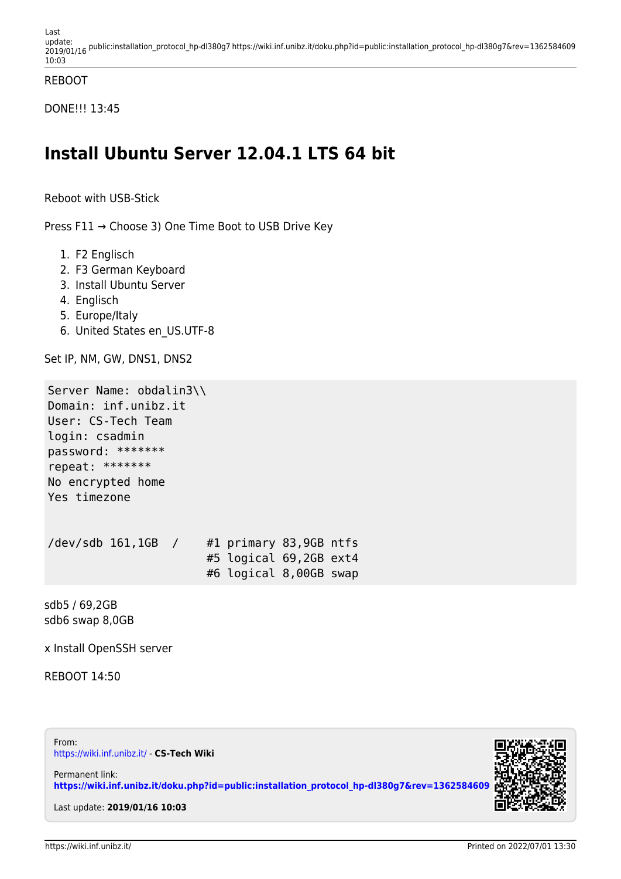REBOOT

DONE!!! 13:45

# Install Ubuntu Server 12.04.1 LTS 64 bit

Reboot with USB-Stick

Press F11 → Choose 3) One Time Boot to USB Drive Key

1. F2 Englisch
2. F3 German Keyboard
3. Install Ubuntu Server
4. Englisch
5. Europe/Italy
6. United States en_US.UTF-8

Set IP, NM, GW, DNS1, DNS2

```
Server Name: obdalin3\\
Domain: inf.unibz.it
User: CS-Tech Team
login: csadmin
password: *******
repeat: *******
No encrypted home
Yes timezone


/dev/sdb 161,1GB  /    #1 primary 83,9GB ntfs
                       #5 logical 69,2GB ext4
                       #6 logical 8,00GB swap
```

sdb5 / 69,2GB
sdb6 swap 8,0GB

x Install OpenSSH server

REBOOT 14:50

From:
https://wiki.inf.unibz.it/ - **CS-Tech Wiki**

Permanent link:
**https://wiki.inf.unibz.it/doku.php?id=public:installation_protocol_hp-dl380g7&rev=1362584609**

Last update: **2019/01/16 10:03**